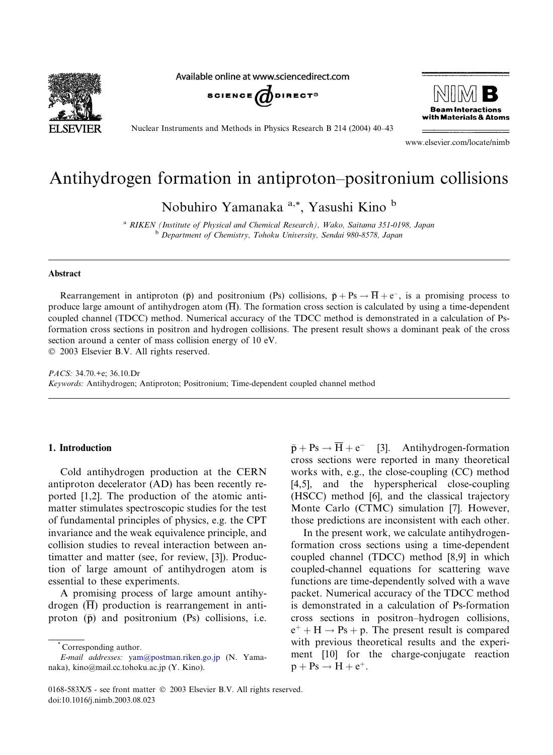# Antihydrogen formation in antiproton–positronium collisions

Nobuhiro Yamanaka [a,*], Yasushi Kino [b]

[a] RIKEN (Institute of Physical and Chemical Research), Wako, Saitama 351-0198, Japan

[b] Department of Chemistry, Tohoku University, Sendai 980-8578, Japan

## Abstract

Rearrangement in antiproton ($\bar{p}$) and positronium (Ps) collisions, $\bar{p} + \text{Ps} \rightarrow \overline{\text{H}} + e^-$, is a promising process to produce large amount of antihydrogen atom ($\overline{\text{H}}$). The formation cross section is calculated by using a time-dependent coupled channel (TDCC) method. Numerical accuracy of the TDCC method is demonstrated in a calculation of Ps-formation cross sections in positron and hydrogen collisions. The present result shows a dominant peak of the cross section around a center of mass collision energy of 10 eV.

© 2003 Elsevier B.V. All rights reserved.

*PACS:* 34.70.+e; 36.10.Dr

*Keywords:* Antihydrogen; Antiproton; Positronium; Time-dependent coupled channel method

## 1. Introduction

Cold antihydrogen production at the CERN antiproton decelerator (AD) has been recently reported [1,2]. The production of the atomic antimatter stimulates spectroscopic studies for the test of fundamental principles of physics, e.g. the CPT invariance and the weak equivalence principle, and collision studies to reveal interaction between antimatter and matter (see, for review, [3]). Production of large amount of antihydrogen atom is essential to these experiments.

A promising process of large amount antihydrogen ($\overline{\text{H}}$) production is rearrangement in antiproton ($\bar{p}$) and positronium (Ps) collisions, i.e. $\bar{p} + \text{Ps} \rightarrow \overline{\text{H}} + e^-$ [3]. Antihydrogen-formation cross sections were reported in many theoretical works with, e.g., the close-coupling (CC) method [4,5], and the hyperspherical close-coupling (HSCC) method [6], and the classical trajectory Monte Carlo (CTMC) simulation [7]. However, those predictions are inconsistent with each other.

In the present work, we calculate antihydrogen-formation cross sections using a time-dependent coupled channel (TDCC) method [8,9] in which coupled-channel equations for scattering wave functions are time-dependently solved with a wave packet. Numerical accuracy of the TDCC method is demonstrated in a calculation of Ps-formation cross sections in positron–hydrogen collisions, $e^+ + \text{H} \rightarrow \text{Ps} + p$. The present result is compared with previous theoretical results and the experiment [10] for the charge-conjugate reaction $p + \text{Ps} \rightarrow \text{H} + e^+$.

* Corresponding author.

*E-mail addresses:* yam@postman.riken.go.jp (N. Yamanaka), kino@mail.cc.tohoku.ac.jp (Y. Kino).

0168-583X/$ - see front matter © 2003 Elsevier B.V. All rights reserved.

doi:10.1016/j.nimb.2003.08.023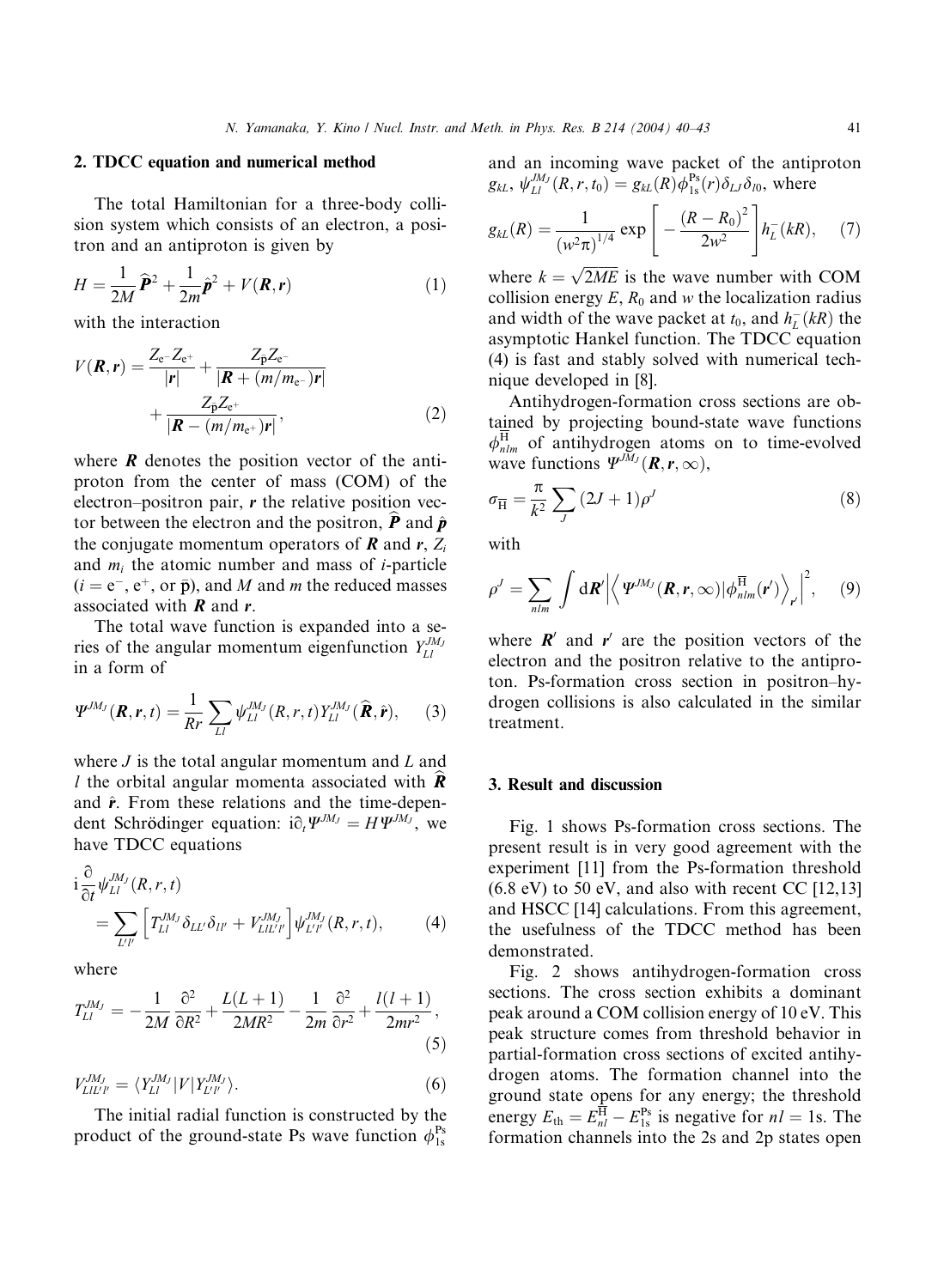## 2. TDCC equation and numerical method

The total Hamiltonian for a three-body collision system which consists of an electron, a positron and an antiproton is given by

$$H = \frac{1}{2M}\widehat{\boldsymbol{P}}^2 + \frac{1}{2m}\hat{\boldsymbol{p}}^2 + V(\boldsymbol{R},\boldsymbol{r}) \tag{1}$$

with the interaction

$$V(\boldsymbol{R},\boldsymbol{r}) = \frac{Z_{\mathrm{e}^-}Z_{\mathrm{e}^+}}{|\boldsymbol{r}|} + \frac{Z_{\bar{\mathrm{p}}}Z_{\mathrm{e}^-}}{|\boldsymbol{R}+(m/m_{\mathrm{e}^-})\boldsymbol{r}|} + \frac{Z_{\bar{\mathrm{p}}}Z_{\mathrm{e}^+}}{|\boldsymbol{R}-(m/m_{\mathrm{e}^+})\boldsymbol{r}|}, \tag{2}$$

where $\boldsymbol{R}$ denotes the position vector of the antiproton from the center of mass (COM) of the electron–positron pair, $\boldsymbol{r}$ the relative position vector between the electron and the positron, $\widehat{\boldsymbol{P}}$ and $\hat{\boldsymbol{p}}$ the conjugate momentum operators of $\boldsymbol{R}$ and $\boldsymbol{r}$, $Z_i$ and $m_i$ the atomic number and mass of $i$-particle ($i = \mathrm{e}^-, \mathrm{e}^+$, or $\bar{\mathrm{p}}$), and $M$ and $m$ the reduced masses associated with $\boldsymbol{R}$ and $\boldsymbol{r}$.

The total wave function is expanded into a series of the angular momentum eigenfunction $Y_{Ll}^{JM_J}$ in a form of

$$\Psi^{JM_J}(\boldsymbol{R},\boldsymbol{r},t) = \frac{1}{Rr}\sum_{Ll}\psi_{Ll}^{JM_J}(R,r,t)Y_{Ll}^{JM_J}(\widehat{\boldsymbol{R}},\hat{\boldsymbol{r}}), \tag{3}$$

where $J$ is the total angular momentum and $L$ and $l$ the orbital angular momenta associated with $\widehat{\boldsymbol{R}}$ and $\hat{\boldsymbol{r}}$. From these relations and the time-dependent Schrödinger equation: $\mathrm{i}\partial_t\Psi^{JM_J} = H\Psi^{JM_J}$, we have TDCC equations

$$\mathrm{i}\frac{\partial}{\partial t}\psi_{Ll}^{JM_J}(R,r,t) = \sum_{L'l'}\left[T_{Ll}^{JM_J}\delta_{LL'}\delta_{ll'} + V_{LlL'l'}^{JM_J}\right]\psi_{L'l'}^{JM_J}(R,r,t), \tag{4}$$

where

$$T_{Ll}^{JM_J} = -\frac{1}{2M}\frac{\partial^2}{\partial R^2} + \frac{L(L+1)}{2MR^2} - \frac{1}{2m}\frac{\partial^2}{\partial r^2} + \frac{l(l+1)}{2mr^2}, \tag{5}$$

$$V_{LlL'l'}^{JM_J} = \langle Y_{Ll}^{JM_J}|V|Y_{L'l'}^{JM_J}\rangle. \tag{6}$$

The initial radial function is constructed by the product of the ground-state Ps wave function $\phi_{1\mathrm{s}}^{\mathrm{Ps}}$ and an incoming wave packet of the antiproton $g_{kL}$, $\psi_{Ll}^{JM_J}(R,r,t_0) = g_{kL}(R)\phi_{1\mathrm{s}}^{\mathrm{Ps}}(r)\delta_{LJ}\delta_{l0}$, where

$$g_{kL}(R) = \frac{1}{(w^2\pi)^{1/4}}\exp\left[-\frac{(R-R_0)^2}{2w^2}\right]h_L^-(kR), \tag{7}$$

where $k = \sqrt{2ME}$ is the wave number with COM collision energy $E$, $R_0$ and $w$ the localization radius and width of the wave packet at $t_0$, and $h_L^-(kR)$ the asymptotic Hankel function. The TDCC equation (4) is fast and stably solved with numerical technique developed in [8].

Antihydrogen-formation cross sections are obtained by projecting bound-state wave functions $\phi_{nlm}^{\overline{\mathrm{H}}}$ of antihydrogen atoms on to time-evolved wave functions $\Psi^{JM_J}(\boldsymbol{R},\boldsymbol{r},\infty)$,

$$\sigma_{\overline{\mathrm{H}}} = \frac{\pi}{k^2}\sum_J(2J+1)\rho^J \tag{8}$$

with

$$\rho^J = \sum_{nlm}\int \mathrm{d}\boldsymbol{R}'\left|\left\langle \Psi^{JM_J}(\boldsymbol{R},\boldsymbol{r},\infty)|\phi_{nlm}^{\overline{\mathrm{H}}}(\boldsymbol{r}')\right\rangle_{\boldsymbol{r}'}\right|^2, \tag{9}$$

where $\boldsymbol{R}'$ and $\boldsymbol{r}'$ are the position vectors of the electron and the positron relative to the antiproton. Ps-formation cross section in positron–hydrogen collisions is also calculated in the similar treatment.

## 3. Result and discussion

Fig. 1 shows Ps-formation cross sections. The present result is in very good agreement with the experiment [11] from the Ps-formation threshold (6.8 eV) to 50 eV, and also with recent CC [12,13] and HSCC [14] calculations. From this agreement, the usefulness of the TDCC method has been demonstrated.

Fig. 2 shows antihydrogen-formation cross sections. The cross section exhibits a dominant peak around a COM collision energy of 10 eV. This peak structure comes from threshold behavior in partial-formation cross sections of excited antihydrogen atoms. The formation channel into the ground state opens for any energy; the threshold energy $E_{\mathrm{th}} = E_{nl}^{\overline{\mathrm{H}}} - E_{1\mathrm{s}}^{\mathrm{Ps}}$ is negative for $nl = 1\mathrm{s}$. The formation channels into the 2s and 2p states open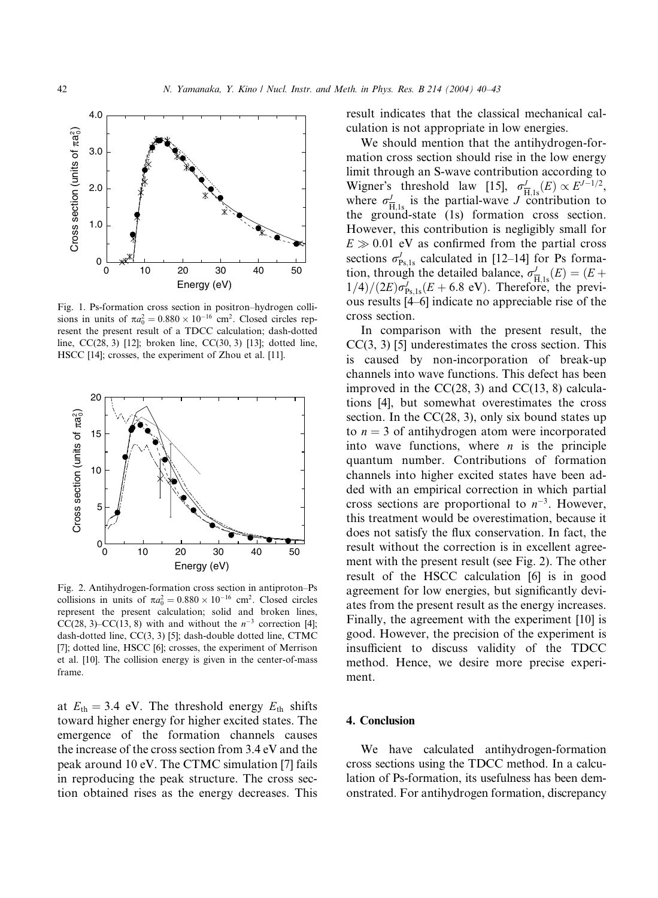Fig. 1. Ps-formation cross section in positron–hydrogen collisions in units of $\pi a_0^2 = 0.880 \times 10^{-16}$ cm$^2$. Closed circles represent the present result of a TDCC calculation; dash-dotted line, CC(28, 3) [12]; broken line, CC(30, 3) [13]; dotted line, HSCC [14]; crosses, the experiment of Zhou et al. [11].

Fig. 2. Antihydrogen-formation cross section in antiproton–Ps collisions in units of $\pi a_0^2 = 0.880 \times 10^{-16}$ cm$^2$. Closed circles represent the present calculation; solid and broken lines, CC(28, 3)–CC(13, 8) with and without the $n^{-3}$ correction [4]; dash-dotted line, CC(3, 3) [5]; dash-double dotted line, CTMC [7]; dotted line, HSCC [6]; crosses, the experiment of Merrison et al. [10]. The collision energy is given in the center-of-mass frame.

at $E_{\rm th} = 3.4$ eV. The threshold energy $E_{\rm th}$ shifts toward higher energy for higher excited states. The emergence of the formation channels causes the increase of the cross section from 3.4 eV and the peak around 10 eV. The CTMC simulation [7] fails in reproducing the peak structure. The cross section obtained rises as the energy decreases. This result indicates that the classical mechanical calculation is not appropriate in low energies.

We should mention that the antihydrogen-formation cross section should rise in the low energy limit through an S-wave contribution according to Wigner's threshold law [15], $\sigma^J_{\bar{\rm H},1{\rm s}}(E) \propto E^{J-1/2}$, where $\sigma^J_{\bar{\rm H},1{\rm s}}$ is the partial-wave $J$ contribution to the ground-state (1s) formation cross section. However, this contribution is negligibly small for $E \gg 0.01$ eV as confirmed from the partial cross sections $\sigma^J_{{\rm Ps},1{\rm s}}$ calculated in [12–14] for Ps formation, through the detailed balance, $\sigma^J_{\bar{\rm H},1{\rm s}}(E) = (E + 1/4)/(2E)\sigma^J_{{\rm Ps},1{\rm s}}(E + 6.8 \text{ eV})$. Therefore, the previous results [4–6] indicate no appreciable rise of the cross section.

In comparison with the present result, the CC(3, 3) [5] underestimates the cross section. This is caused by non-incorporation of break-up channels into wave functions. This defect has been improved in the CC(28, 3) and CC(13, 8) calculations [4], but somewhat overestimates the cross section. In the CC(28, 3), only six bound states up to $n = 3$ of antihydrogen atom were incorporated into wave functions, where $n$ is the principle quantum number. Contributions of formation channels into higher excited states have been added with an empirical correction in which partial cross sections are proportional to $n^{-3}$. However, this treatment would be overestimation, because it does not satisfy the flux conservation. In fact, the result without the correction is in excellent agreement with the present result (see Fig. 2). The other result of the HSCC calculation [6] is in good agreement for low energies, but significantly deviates from the present result as the energy increases. Finally, the agreement with the experiment [10] is good. However, the precision of the experiment is insufficient to discuss validity of the TDCC method. Hence, we desire more precise experiment.

## 4. Conclusion

We have calculated antihydrogen-formation cross sections using the TDCC method. In a calculation of Ps-formation, its usefulness has been demonstrated. For antihydrogen formation, discrepancy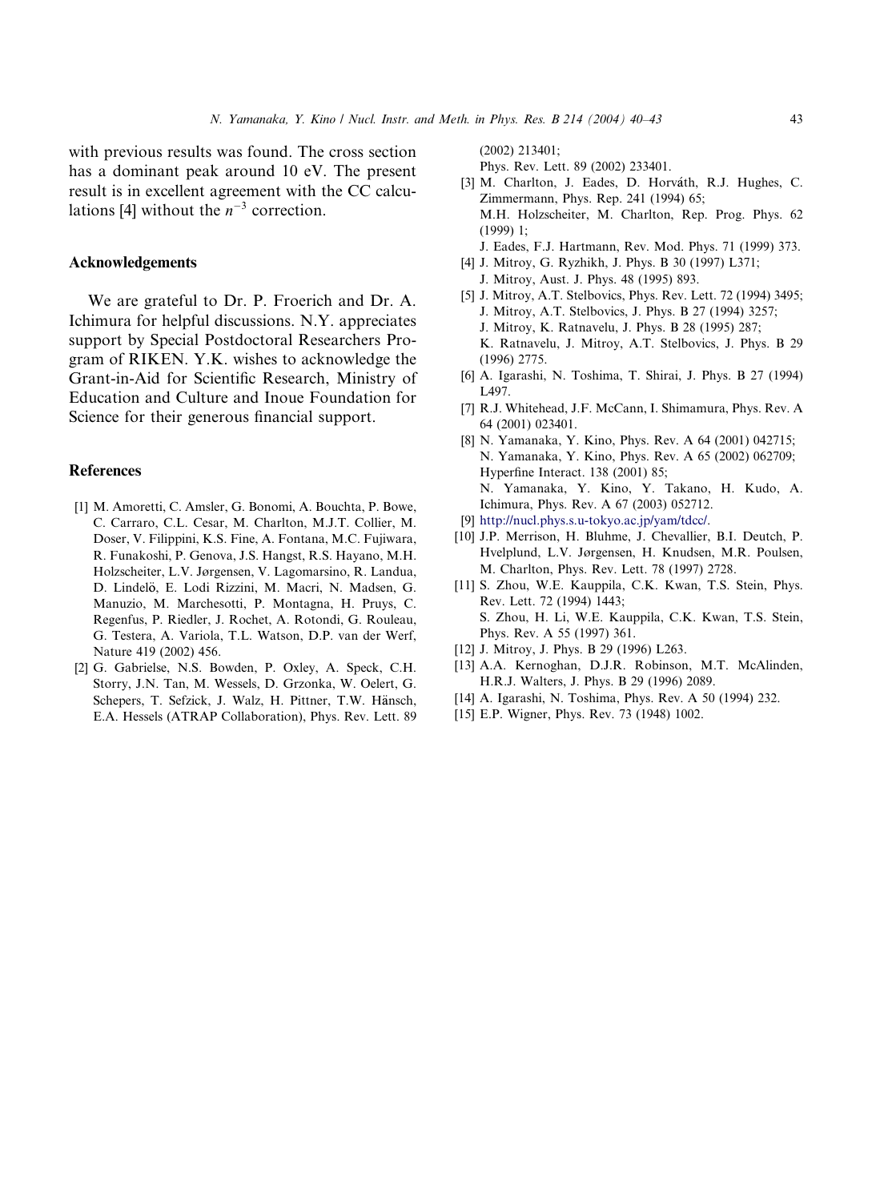with previous results was found. The cross section has a dominant peak around 10 eV. The present result is in excellent agreement with the CC calculations [4] without the $n^{-3}$ correction.

## Acknowledgements

We are grateful to Dr. P. Froerich and Dr. A. Ichimura for helpful discussions. N.Y. appreciates support by Special Postdoctoral Researchers Program of RIKEN. Y.K. wishes to acknowledge the Grant-in-Aid for Scientific Research, Ministry of Education and Culture and Inoue Foundation for Science for their generous financial support.

## References

[1] M. Amoretti, C. Amsler, G. Bonomi, A. Bouchta, P. Bowe, C. Carraro, C.L. Cesar, M. Charlton, M.J.T. Collier, M. Doser, V. Filippini, K.S. Fine, A. Fontana, M.C. Fujiwara, R. Funakoshi, P. Genova, J.S. Hangst, R.S. Hayano, M.H. Holzscheiter, L.V. Jørgensen, V. Lagomarsino, R. Landua, D. Lindelö, E. Lodi Rizzini, M. Macri, N. Madsen, G. Manuzio, M. Marchesotti, P. Montagna, H. Pruys, C. Regenfus, P. Riedler, J. Rochet, A. Rotondi, G. Rouleau, G. Testera, A. Variola, T.L. Watson, D.P. van der Werf, Nature 419 (2002) 456.

[2] G. Gabrielse, N.S. Bowden, P. Oxley, A. Speck, C.H. Storry, J.N. Tan, M. Wessels, D. Grzonka, W. Oelert, G. Schepers, T. Sefzick, J. Walz, H. Pittner, T.W. Hänsch, E.A. Hessels (ATRAP Collaboration), Phys. Rev. Lett. 89 (2002) 213401;
Phys. Rev. Lett. 89 (2002) 233401.

[3] M. Charlton, J. Eades, D. Horváth, R.J. Hughes, C. Zimmermann, Phys. Rep. 241 (1994) 65;
M.H. Holzscheiter, M. Charlton, Rep. Prog. Phys. 62 (1999) 1;
J. Eades, F.J. Hartmann, Rev. Mod. Phys. 71 (1999) 373.

[4] J. Mitroy, G. Ryzhikh, J. Phys. B 30 (1997) L371;
J. Mitroy, Aust. J. Phys. 48 (1995) 893.

[5] J. Mitroy, A.T. Stelbovics, Phys. Rev. Lett. 72 (1994) 3495;
J. Mitroy, A.T. Stelbovics, J. Phys. B 27 (1994) 3257;
J. Mitroy, K. Ratnavelu, J. Phys. B 28 (1995) 287;
K. Ratnavelu, J. Mitroy, A.T. Stelbovics, J. Phys. B 29 (1996) 2775.

[6] A. Igarashi, N. Toshima, T. Shirai, J. Phys. B 27 (1994) L497.

[7] R.J. Whitehead, J.F. McCann, I. Shimamura, Phys. Rev. A 64 (2001) 023401.

[8] N. Yamanaka, Y. Kino, Phys. Rev. A 64 (2001) 042715;
N. Yamanaka, Y. Kino, Phys. Rev. A 65 (2002) 062709;
Hyperfine Interact. 138 (2001) 85;
N. Yamanaka, Y. Kino, Y. Takano, H. Kudo, A. Ichimura, Phys. Rev. A 67 (2003) 052712.

[9] http://nucl.phys.s.u-tokyo.ac.jp/yam/tdcc/.

[10] J.P. Merrison, H. Bluhme, J. Chevallier, B.I. Deutch, P. Hvelplund, L.V. Jørgensen, H. Knudsen, M.R. Poulsen, M. Charlton, Phys. Rev. Lett. 78 (1997) 2728.

[11] S. Zhou, W.E. Kauppila, C.K. Kwan, T.S. Stein, Phys. Rev. Lett. 72 (1994) 1443;
S. Zhou, H. Li, W.E. Kauppila, C.K. Kwan, T.S. Stein, Phys. Rev. A 55 (1997) 361.

[12] J. Mitroy, J. Phys. B 29 (1996) L263.

[13] A.A. Kernoghan, D.J.R. Robinson, M.T. McAlinden, H.R.J. Walters, J. Phys. B 29 (1996) 2089.

[14] A. Igarashi, N. Toshima, Phys. Rev. A 50 (1994) 232.

[15] E.P. Wigner, Phys. Rev. 73 (1948) 1002.